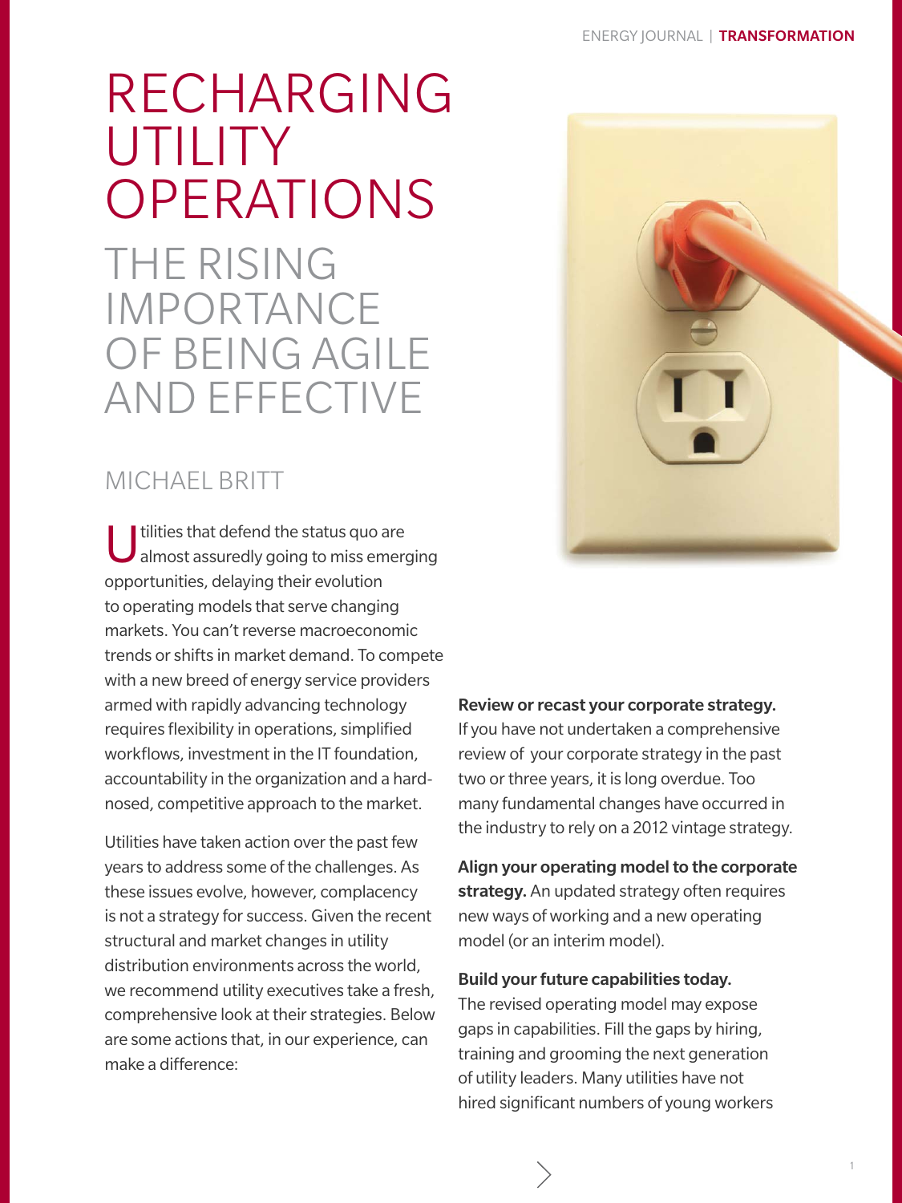# RECHARGING UTILITY OPERATIONS

## THE RISING IMPORTANCE OF BEING AGILE AND EFFECTIVE

MICHAEL BRITT

Utilities that defend the status quo are almost assuredly going to miss emerging opportunities, delaying their evolution to operating models that serve changing markets. You can't reverse macroeconomic trends or shifts in market demand. To compete with a new breed of energy service providers armed with rapidly advancing technology requires flexibility in operations, simplified workflows, investment in the IT foundation, accountability in the organization and a hard-nosed, competitive approach to the market.

Utilities have taken action over the past few years to address some of the challenges. As these issues evolve, however, complacency is not a strategy for success. Given the recent structural and market changes in utility distribution environments across the world, we recommend utility executives take a fresh, comprehensive look at their strategies. Below are some actions that, in our experience, can make a difference:

**Review or recast your corporate strategy.** If you have not undertaken a comprehensive review of your corporate strategy in the past two or three years, it is long overdue. Too many fundamental changes have occurred in the industry to rely on a 2012 vintage strategy.

**Align your operating model to the corporate strategy.** An updated strategy often requires new ways of working and a new operating model (or an interim model).

**Build your future capabilities today.** The revised operating model may expose gaps in capabilities. Fill the gaps by hiring, training and grooming the next generation of utility leaders. Many utilities have not hired significant numbers of young workers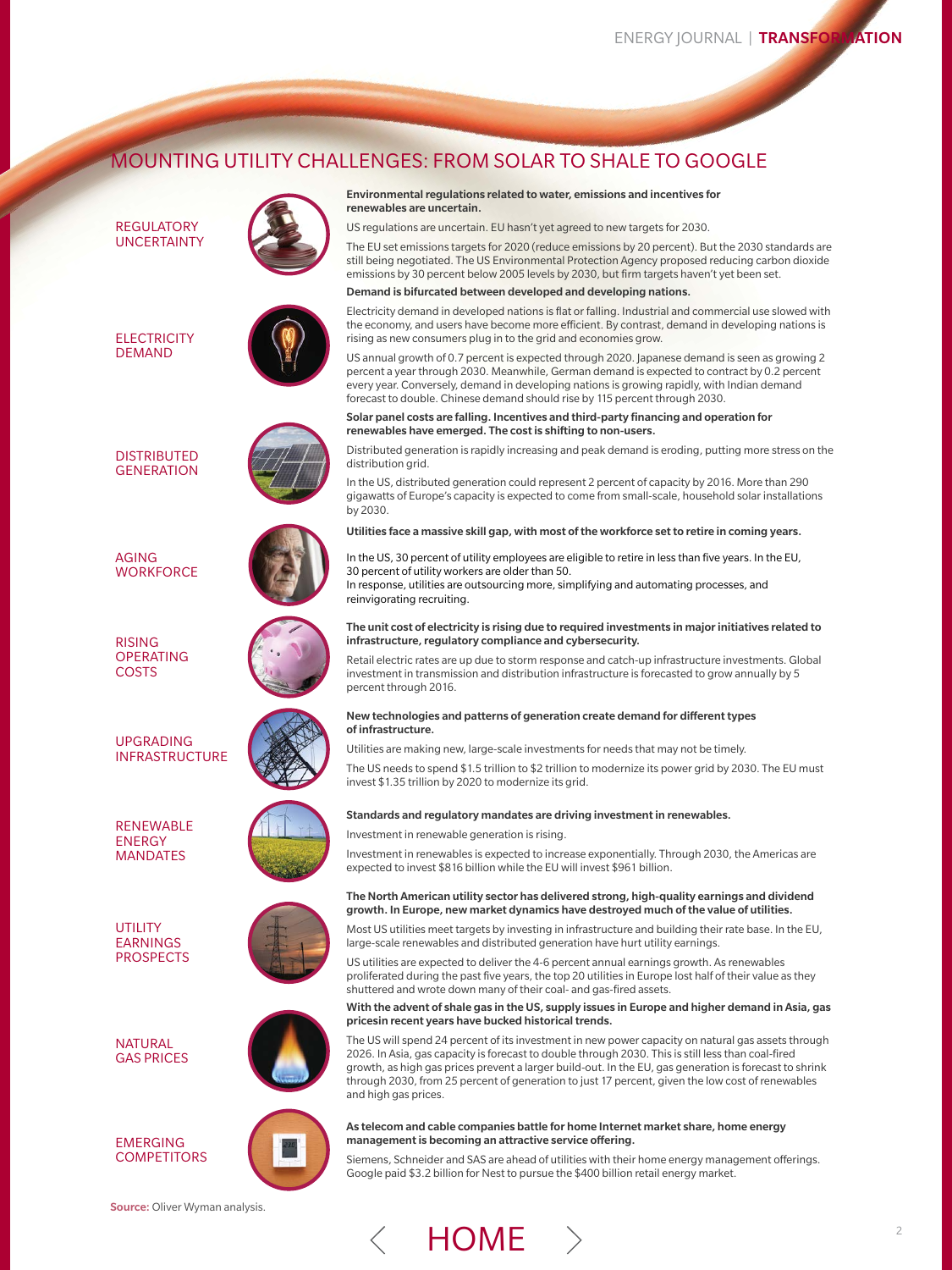# MOUNTING UTILITY CHALLENGES: FROM SOLAR TO SHALE TO GOOGLE

### REGULATORY UNCERTAINTY

**Environmental regulations related to water, emissions and incentives for renewables are uncertain.**

US regulations are uncertain. EU hasn't yet agreed to new targets for 2030.

The EU set emissions targets for 2020 (reduce emissions by 20 percent). But the 2030 standards are still being negotiated. The US Environmental Protection Agency proposed reducing carbon dioxide emissions by 30 percent below 2005 levels by 2030, but firm targets haven't yet been set.

### ELECTRICITY DEMAND

**Demand is bifurcated between developed and developing nations.**

Electricity demand in developed nations is flat or falling. Industrial and commercial use slowed with the economy, and users have become more efficient. By contrast, demand in developing nations is rising as new consumers plug in to the grid and economies grow.

US annual growth of 0.7 percent is expected through 2020. Japanese demand is seen as growing 2 percent a year through 2030. Meanwhile, German demand is expected to contract by 0.2 percent every year. Conversely, demand in developing nations is growing rapidly, with Indian demand forecast to double. Chinese demand should rise by 115 percent through 2030.

### DISTRIBUTED GENERATION

**Solar panel costs are falling. Incentives and third-party financing and operation for renewables have emerged. The cost is shifting to non-users.**

Distributed generation is rapidly increasing and peak demand is eroding, putting more stress on the distribution grid.

In the US, distributed generation could represent 2 percent of capacity by 2016. More than 290 gigawatts of Europe's capacity is expected to come from small-scale, household solar installations by 2030.

### AGING WORKFORCE

**Utilities face a massive skill gap, with most of the workforce set to retire in coming years.**

In the US, 30 percent of utility employees are eligible to retire in less than five years. In the EU, 30 percent of utility workers are older than 50.
In response, utilities are outsourcing more, simplifying and automating processes, and reinvigorating recruiting.

### RISING OPERATING COSTS

**The unit cost of electricity is rising due to required investments in major initiatives related to infrastructure, regulatory compliance and cybersecurity.**

Retail electric rates are up due to storm response and catch-up infrastructure investments. Global investment in transmission and distribution infrastructure is forecasted to grow annually by 5 percent through 2016.

### UPGRADING INFRASTRUCTURE

**New technologies and patterns of generation create demand for different types of infrastructure.**

Utilities are making new, large-scale investments for needs that may not be timely.

The US needs to spend $1.5 trillion to $2 trillion to modernize its power grid by 2030. The EU must invest $1.35 trillion by 2020 to modernize its grid.

### RENEWABLE ENERGY MANDATES

**Standards and regulatory mandates are driving investment in renewables.**

Investment in renewable generation is rising.

Investment in renewables is expected to increase exponentially. Through 2030, the Americas are expected to invest $816 billion while the EU will invest $961 billion.

### UTILITY EARNINGS PROSPECTS

**The North American utility sector has delivered strong, high-quality earnings and dividend growth. In Europe, new market dynamics have destroyed much of the value of utilities.**

Most US utilities meet targets by investing in infrastructure and building their rate base. In the EU, large-scale renewables and distributed generation have hurt utility earnings.

US utilities are expected to deliver the 4-6 percent annual earnings growth. As renewables proliferated during the past five years, the top 20 utilities in Europe lost half of their value as they shuttered and wrote down many of their coal- and gas-fired assets.

### NATURAL GAS PRICES

**With the advent of shale gas in the US, supply issues in Europe and higher demand in Asia, gas pricein recent years have bucked historical trends.**

The US will spend 24 percent of its investment in new power capacity on natural gas assets through 2026. In Asia, gas capacity is forecast to double through 2030. This is still less than coal-fired growth, as high gas prices prevent a larger build-out. In the EU, gas generation is forecast to shrink through 2030, from 25 percent of generation to just 17 percent, given the low cost of renewables and high gas prices.

### EMERGING COMPETITORS

**As telecom and cable companies battle for home Internet market share, home energy management is becoming an attractive service offering.**

Siemens, Schneider and SAS are ahead of utilities with their home energy management offerings. Google paid $3.2 billion for Nest to pursue the $400 billion retail energy market.

**Source:** Oliver Wyman analysis.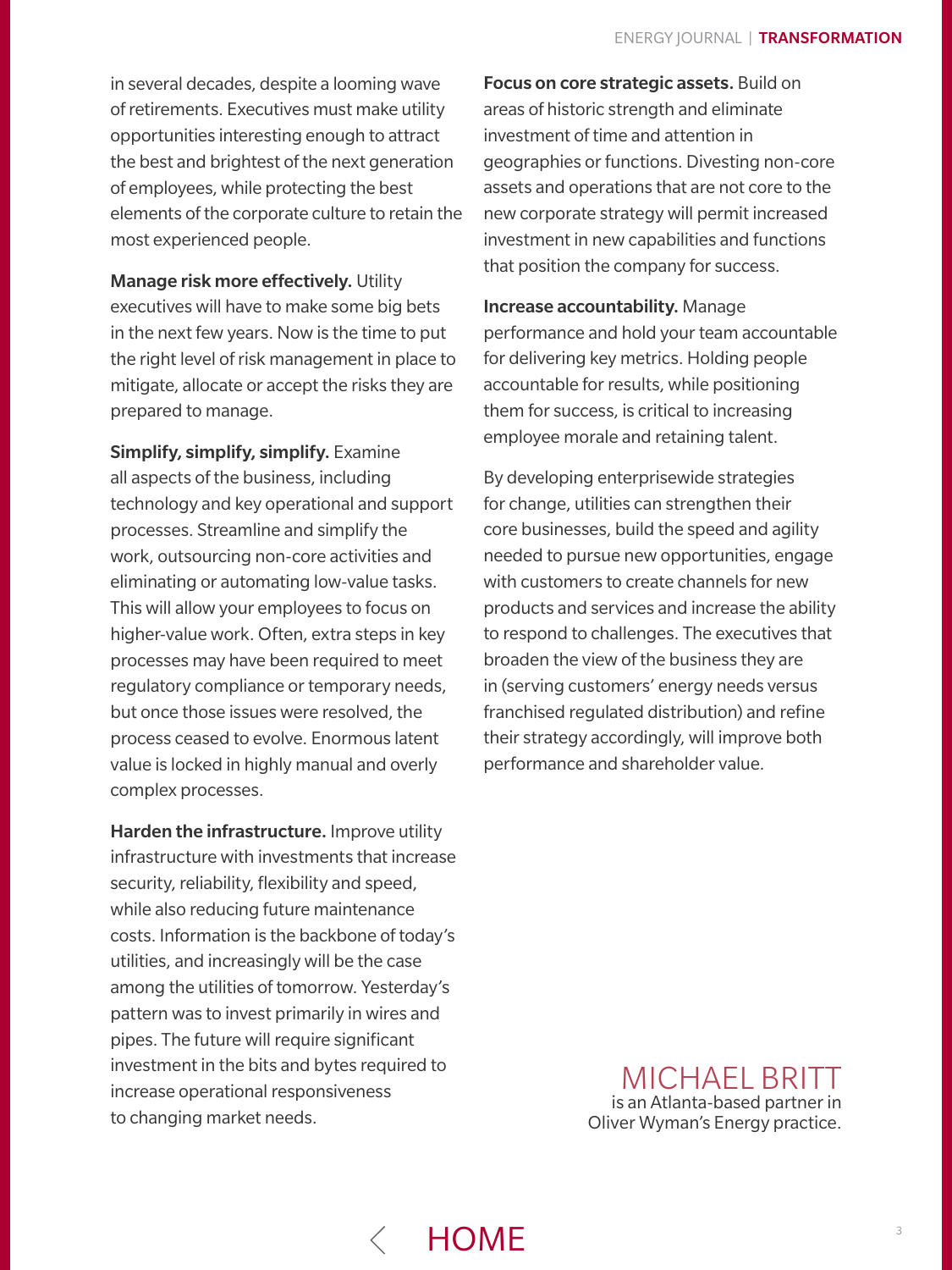in several decades, despite a looming wave of retirements. Executives must make utility opportunities interesting enough to attract the best and brightest of the next generation of employees, while protecting the best elements of the corporate culture to retain the most experienced people.

**Manage risk more effectively.** Utility executives will have to make some big bets in the next few years. Now is the time to put the right level of risk management in place to mitigate, allocate or accept the risks they are prepared to manage.

**Simplify, simplify, simplify.** Examine all aspects of the business, including technology and key operational and support processes. Streamline and simplify the work, outsourcing non-core activities and eliminating or automating low-value tasks. This will allow your employees to focus on higher-value work. Often, extra steps in key processes may have been required to meet regulatory compliance or temporary needs, but once those issues were resolved, the process ceased to evolve. Enormous latent value is locked in highly manual and overly complex processes.

**Harden the infrastructure.** Improve utility infrastructure with investments that increase security, reliability, flexibility and speed, while also reducing future maintenance costs. Information is the backbone of today's utilities, and increasingly will be the case among the utilities of tomorrow. Yesterday's pattern was to invest primarily in wires and pipes. The future will require significant investment in the bits and bytes required to increase operational responsiveness to changing market needs.

**Focus on core strategic assets.** Build on areas of historic strength and eliminate investment of time and attention in geographies or functions. Divesting non-core assets and operations that are not core to the new corporate strategy will permit increased investment in new capabilities and functions that position the company for success.

**Increase accountability.** Manage performance and hold your team accountable for delivering key metrics. Holding people accountable for results, while positioning them for success, is critical to increasing employee morale and retaining talent.

By developing enterprisewide strategies for change, utilities can strengthen their core businesses, build the speed and agility needed to pursue new opportunities, engage with customers to create channels for new products and services and increase the ability to respond to challenges. The executives that broaden the view of the business they are in (serving customers' energy needs versus franchised regulated distribution) and refine their strategy accordingly, will improve both performance and shareholder value.

MICHAEL BRITT
is an Atlanta-based partner in Oliver Wyman's Energy practice.